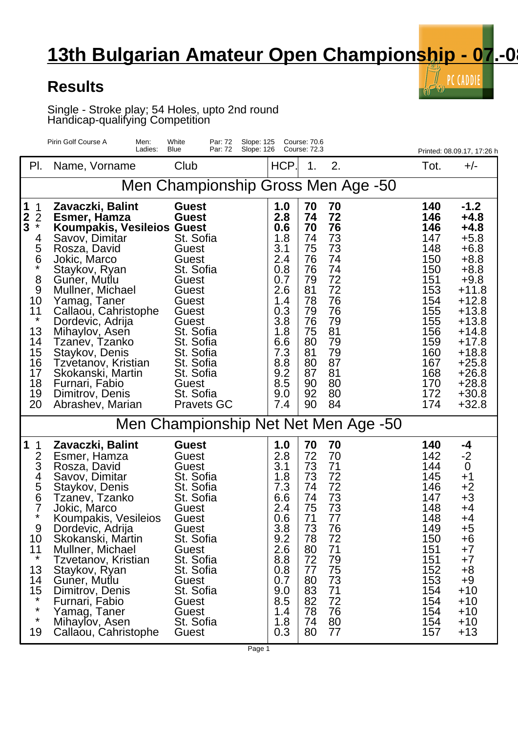# 13th Bulgarian Amateur Open Championship - 07.-08

## Results

Single - Stroke play; 54 Holes, upto 2nd round
Handicap-qualifying Competition

Pirin Golf Course A — Men: White, Par: 72, Slope: 125, Course: 70.6 — Ladies: Blue, Par: 72, Slope: 126, Course: 72.3

Printed: 08.09.17, 17:26 h

| Pl. | | Name, Vorname | Club | HCP. | 1. | 2. | Tot. | +/- |
|---|---|---|---|---|---|---|---|---|
| **Men Championship Gross Men Age -50** | | | | | | | | |
| **1** | 1 | **Zavaczki, Balint** | **Guest** | **1.0** | **70** | **70** | **140** | **-1.2** |
| **2** | 2 | **Esmer, Hamza** | **Guest** | **2.8** | **74** | **72** | **146** | **+4.8** |
| **3** | * | **Koumpakis, Vesileios** | **Guest** | **0.6** | **70** | **76** | **146** | **+4.8** |
| | 4 | Savov, Dimitar | St. Sofia | 1.8 | 74 | 73 | 147 | +5.8 |
| | 5 | Rosza, David | Guest | 3.1 | 75 | 73 | 148 | +6.8 |
| | 6 | Jokic, Marco | Guest | 2.4 | 76 | 74 | 150 | +8.8 |
| | * | Staykov, Ryan | St. Sofia | 0.8 | 76 | 74 | 150 | +8.8 |
| | 8 | Guner, Mutlu | Guest | 0.7 | 79 | 72 | 151 | +9.8 |
| | 9 | Mullner, Michael | Guest | 2.6 | 81 | 72 | 153 | +11.8 |
| | 10 | Yamag, Taner | Guest | 1.4 | 78 | 76 | 154 | +12.8 |
| | 11 | Callaou, Cahristophe | Guest | 0.3 | 79 | 76 | 155 | +13.8 |
| | * | Dordevic, Adrija | Guest | 3.8 | 76 | 79 | 155 | +13.8 |
| | 13 | Mihaylov, Asen | St. Sofia | 1.8 | 75 | 81 | 156 | +14.8 |
| | 14 | Tzanev, Tzanko | St. Sofia | 6.6 | 80 | 79 | 159 | +17.8 |
| | 15 | Staykov, Denis | St. Sofia | 7.3 | 81 | 79 | 160 | +18.8 |
| | 16 | Tzvetanov, Kristian | St. Sofia | 8.8 | 80 | 87 | 167 | +25.8 |
| | 17 | Skokanski, Martin | St. Sofia | 9.2 | 87 | 81 | 168 | +26.8 |
| | 18 | Furnari, Fabio | Guest | 8.5 | 90 | 80 | 170 | +28.8 |
| | 19 | Dimitrov, Denis | St. Sofia | 9.0 | 92 | 80 | 172 | +30.8 |
| | 20 | Abrashev, Marian | Pravets GC | 7.4 | 90 | 84 | 174 | +32.8 |
| **Men Championship Net Net Men Age -50** | | | | | | | | |
| **1** | 1 | **Zavaczki, Balint** | **Guest** | **1.0** | **70** | **70** | **140** | **-4** |
| | 2 | Esmer, Hamza | Guest | 2.8 | 72 | 70 | 142 | -2 |
| | 3 | Rosza, David | Guest | 3.1 | 73 | 71 | 144 | 0 |
| | 4 | Savov, Dimitar | St. Sofia | 1.8 | 73 | 72 | 145 | +1 |
| | 5 | Staykov, Denis | St. Sofia | 7.3 | 74 | 72 | 146 | +2 |
| | 6 | Tzanev, Tzanko | St. Sofia | 6.6 | 74 | 73 | 147 | +3 |
| | 7 | Jokic, Marco | Guest | 2.4 | 75 | 73 | 148 | +4 |
| | * | Koumpakis, Vesileios | Guest | 0.6 | 71 | 77 | 148 | +4 |
| | 9 | Dordevic, Adrija | Guest | 3.8 | 73 | 76 | 149 | +5 |
| | 10 | Skokanski, Martin | St. Sofia | 9.2 | 78 | 72 | 150 | +6 |
| | 11 | Mullner, Michael | Guest | 2.6 | 80 | 71 | 151 | +7 |
| | * | Tzvetanov, Kristian | St. Sofia | 8.8 | 72 | 79 | 151 | +7 |
| | 13 | Staykov, Ryan | St. Sofia | 0.8 | 77 | 75 | 152 | +8 |
| | 14 | Guner, Mutlu | Guest | 0.7 | 80 | 73 | 153 | +9 |
| | 15 | Dimitrov, Denis | St. Sofia | 9.0 | 83 | 71 | 154 | +10 |
| | * | Furnari, Fabio | Guest | 8.5 | 82 | 72 | 154 | +10 |
| | * | Yamag, Taner | Guest | 1.4 | 78 | 76 | 154 | +10 |
| | * | Mihaylov, Asen | St. Sofia | 1.8 | 74 | 80 | 154 | +10 |
| | 19 | Callaou, Cahristophe | Guest | 0.3 | 80 | 77 | 157 | +13 |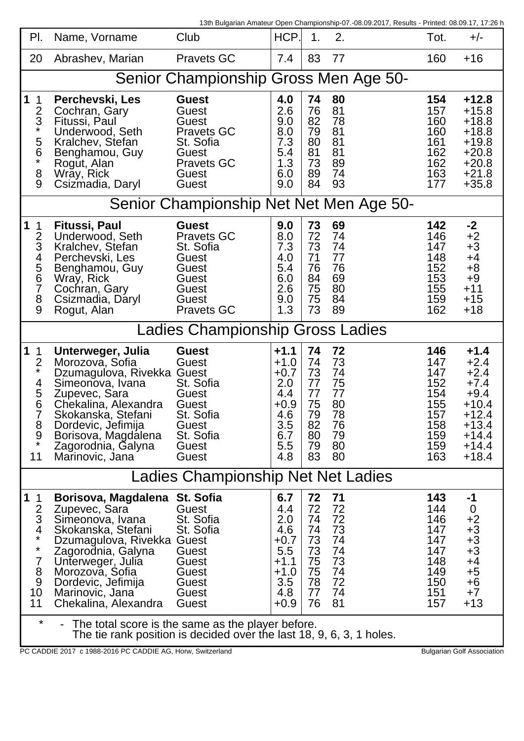| Pl. | Name, Vorname | Club | HCP. | 1. | 2. | Tot. | +/- |
|---|---|---|---|---|---|---|---|
| 20 | Abrashev, Marian | Pravets GC | 7.4 | 83 | 77 | 160 | +16 |

## Senior Championship Gross Men Age 50-

| Pl. | Name, Vorname | Club | HCP. | 1. | 2. | Tot. | +/- |
|---|---|---|---|---|---|---|---|
| **1** 1 | **Perchevski, Les** | **Guest** | **4.0** | **74** | **80** | **154** | **+12.8** |
| 2 | Cochran, Gary | Guest | 2.6 | 76 | 81 | 157 | +15.8 |
| 3 | Fitussi, Paul | Guest | 9.0 | 82 | 78 | 160 | +18.8 |
| * | Underwood, Seth | Pravets GC | 8.0 | 79 | 81 | 160 | +18.8 |
| 5 | Kralchev, Stefan | St. Sofia | 7.3 | 80 | 81 | 161 | +19.8 |
| 6 | Benghamou, Guy | Guest | 5.4 | 81 | 81 | 162 | +20.8 |
| * | Rogut, Alan | Pravets GC | 1.3 | 73 | 89 | 162 | +20.8 |
| 8 | Wray, Rick | Guest | 6.0 | 89 | 74 | 163 | +21.8 |
| 9 | Csizmadia, Daryl | Guest | 9.0 | 84 | 93 | 177 | +35.8 |

## Senior Championship Net Net Men Age 50-

| Pl. | Name, Vorname | Club | HCP. | 1. | 2. | Tot. | +/- |
|---|---|---|---|---|---|---|---|
| **1** 1 | **Fitussi, Paul** | **Guest** | **9.0** | **73** | **69** | **142** | **-2** |
| 2 | Underwood, Seth | Pravets GC | 8.0 | 72 | 74 | 146 | +2 |
| 3 | Kralchev, Stefan | St. Sofia | 7.3 | 73 | 74 | 147 | +3 |
| 4 | Perchevski, Les | Guest | 4.0 | 71 | 77 | 148 | +4 |
| 5 | Benghamou, Guy | Guest | 5.4 | 76 | 76 | 152 | +8 |
| 6 | Wray, Rick | Guest | 6.0 | 84 | 69 | 153 | +9 |
| 7 | Cochran, Gary | Guest | 2.6 | 75 | 80 | 155 | +11 |
| 8 | Csizmadia, Daryl | Guest | 9.0 | 75 | 84 | 159 | +15 |
| 9 | Rogut, Alan | Pravets GC | 1.3 | 73 | 89 | 162 | +18 |

## Ladies Championship Gross Ladies

| Pl. | Name, Vorname | Club | HCP. | 1. | 2. | Tot. | +/- |
|---|---|---|---|---|---|---|---|
| **1** 1 | **Unterweger, Julia** | **Guest** | **+1.1** | **74** | **72** | **146** | **+1.4** |
| 2 | Morozova, Sofia | Guest | +1.0 | 74 | 73 | 147 | +2.4 |
| * | Dzumagulova, Rivekka | Guest | +0.7 | 73 | 74 | 147 | +2.4 |
| 4 | Simeonova, Ivana | St. Sofia | 2.0 | 77 | 75 | 152 | +7.4 |
| 5 | Zupevec, Sara | Guest | 4.4 | 77 | 77 | 154 | +9.4 |
| 6 | Chekalina, Alexandra | Guest | +0.9 | 75 | 80 | 155 | +10.4 |
| 7 | Skokanska, Stefani | St. Sofia | 4.6 | 79 | 78 | 157 | +12.4 |
| 8 | Dordevic, Jefimija | Guest | 3.5 | 82 | 76 | 158 | +13.4 |
| 9 | Borisova, Magdalena | St. Sofia | 6.7 | 80 | 79 | 159 | +14.4 |
| * | Zagorodnia, Galyna | Guest | 5.5 | 79 | 80 | 159 | +14.4 |
| 11 | Marinovic, Jana | Guest | 4.8 | 83 | 80 | 163 | +18.4 |

## Ladies Championship Net Net Ladies

| Pl. | Name, Vorname | Club | HCP. | 1. | 2. | Tot. | +/- |
|---|---|---|---|---|---|---|---|
| **1** 1 | **Borisova, Magdalena** | **St. Sofia** | **6.7** | **72** | **71** | **143** | **-1** |
| 2 | Zupevec, Sara | Guest | 4.4 | 72 | 72 | 144 | 0 |
| 3 | Simeonova, Ivana | St. Sofia | 2.0 | 74 | 72 | 146 | +2 |
| 4 | Skokanska, Stefani | St. Sofia | 4.6 | 74 | 73 | 147 | +3 |
| * | Dzumagulova, Rivekka | Guest | +0.7 | 73 | 74 | 147 | +3 |
| * | Zagorodnia, Galyna | Guest | 5.5 | 73 | 74 | 147 | +3 |
| 7 | Unterweger, Julia | Guest | +1.1 | 75 | 73 | 148 | +4 |
| 8 | Morozova, Sofia | Guest | +1.0 | 75 | 74 | 149 | +5 |
| 9 | Dordevic, Jefimija | Guest | 3.5 | 78 | 72 | 150 | +6 |
| 10 | Marinovic, Jana | Guest | 4.8 | 77 | 74 | 151 | +7 |
| 11 | Chekalina, Alexandra | Guest | +0.9 | 76 | 81 | 157 | +13 |

\* - The total score is the same as the player before.
The tie rank position is decided over the last 18, 9, 6, 3, 1 holes.